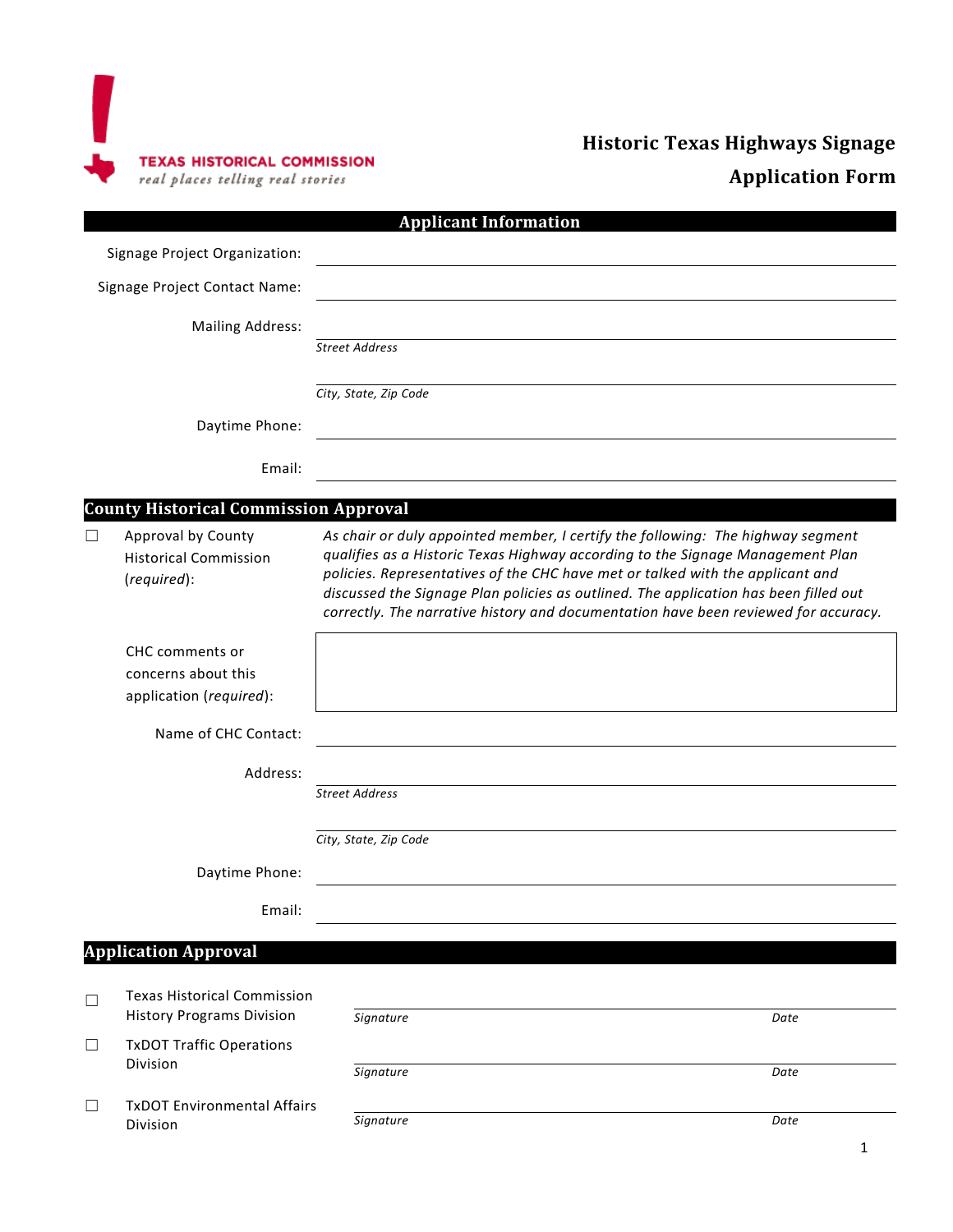TEXAS HISTORICAL COMMISSION
*real places telling real stories*

# Historic Texas Highways Signage Application Form

## Applicant Information

Signage Project Organization: ______________________________

Signage Project Contact Name: ______________________________

Mailing Address: ______________________________
*Street Address*

______________________________
*City, State, Zip Code*

Daytime Phone: ______________________________

Email: ______________________________

## County Historical Commission Approval

☐ Approval by County Historical Commission (*required*):

*As chair or duly appointed member, I certify the following: The highway segment qualifies as a Historic Texas Highway according to the Signage Management Plan policies. Representatives of the CHC have met or talked with the applicant and discussed the Signage Plan policies as outlined. The application has been filled out correctly. The narrative history and documentation have been reviewed for accuracy.*

CHC comments or concerns about this application (*required*):

Name of CHC Contact: ______________________________

Address: ______________________________
*Street Address*

______________________________
*City, State, Zip Code*

Daytime Phone: ______________________________

Email: ______________________________

## Application Approval

☐ Texas Historical Commission History Programs Division

*Signature* ______________________________ *Date* __________

☐ TxDOT Traffic Operations Division

*Signature* ______________________________ *Date* __________

☐ TxDOT Environmental Affairs Division

*Signature* ______________________________ *Date* __________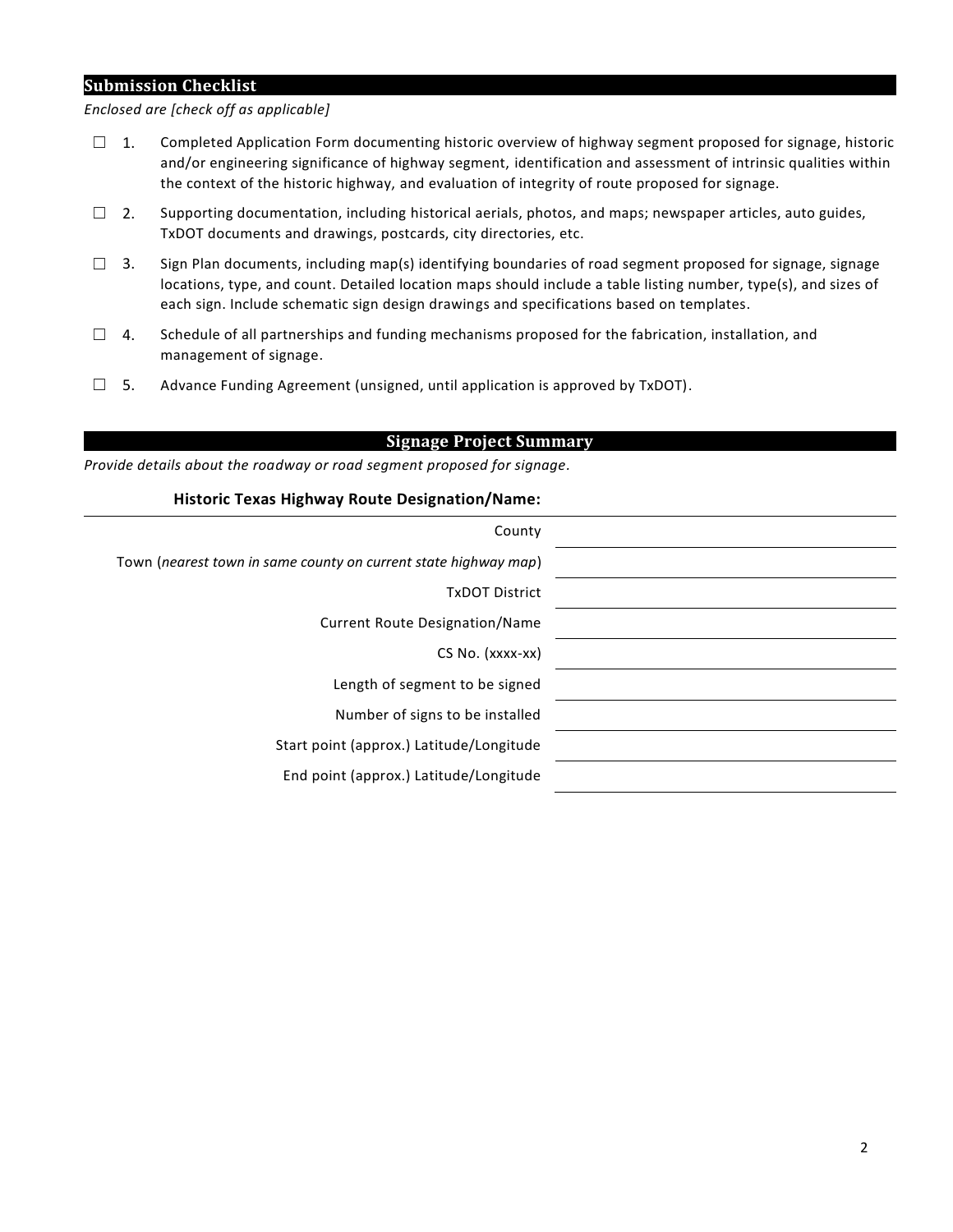## Submission Checklist

*Enclosed are [check off as applicable]*

- ☐ 1. Completed Application Form documenting historic overview of highway segment proposed for signage, historic and/or engineering significance of highway segment, identification and assessment of intrinsic qualities within the context of the historic highway, and evaluation of integrity of route proposed for signage.
- ☐ 2. Supporting documentation, including historical aerials, photos, and maps; newspaper articles, auto guides, TxDOT documents and drawings, postcards, city directories, etc.
- ☐ 3. Sign Plan documents, including map(s) identifying boundaries of road segment proposed for signage, signage locations, type, and count. Detailed location maps should include a table listing number, type(s), and sizes of each sign. Include schematic sign design drawings and specifications based on templates.
- ☐ 4. Schedule of all partnerships and funding mechanisms proposed for the fabrication, installation, and management of signage.
- ☐ 5. Advance Funding Agreement (unsigned, until application is approved by TxDOT).

## Signage Project Summary

*Provide details about the roadway or road segment proposed for signage.*

**Historic Texas Highway Route Designation/Name:**

| | |
|---|---|
| County | |
| Town (*nearest town in same county on current state highway map*) | |
| TxDOT District | |
| Current Route Designation/Name | |
| CS No. (xxxx-xx) | |
| Length of segment to be signed | |
| Number of signs to be installed | |
| Start point (approx.) Latitude/Longitude | |
| End point (approx.) Latitude/Longitude | |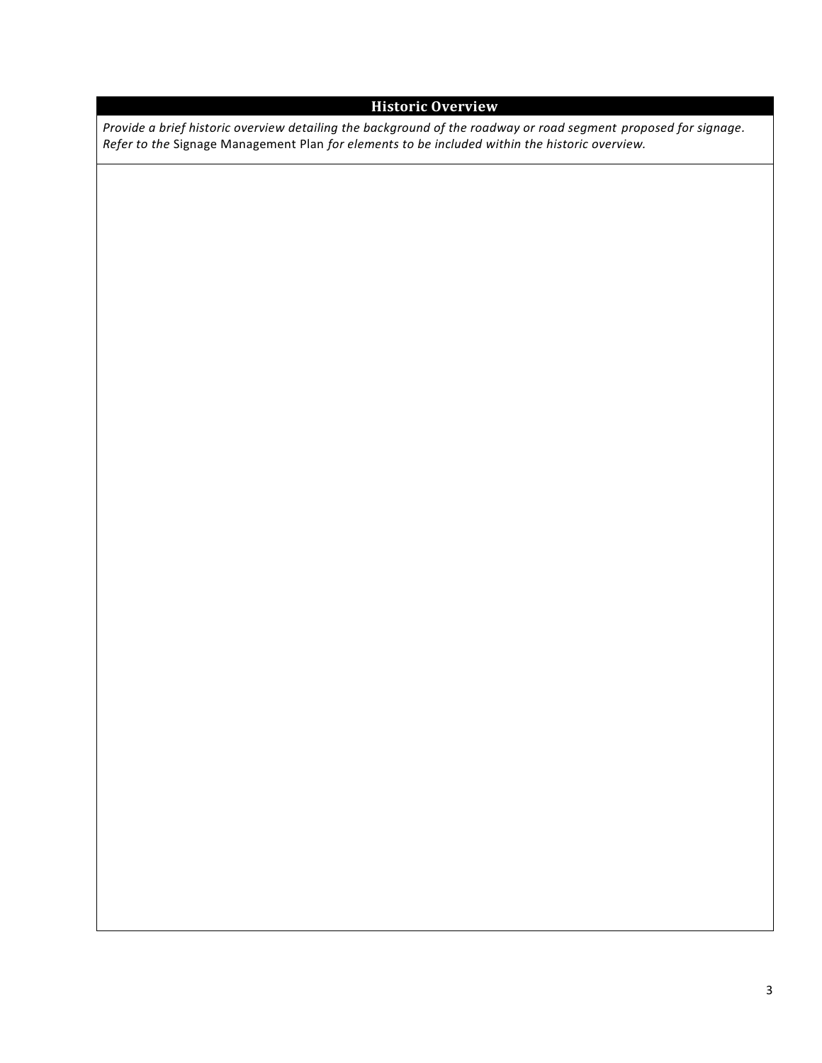## Historic Overview

*Provide a brief historic overview detailing the background of the roadway or road segment proposed for signage. Refer to the* Signage Management Plan *for elements to be included within the historic overview.*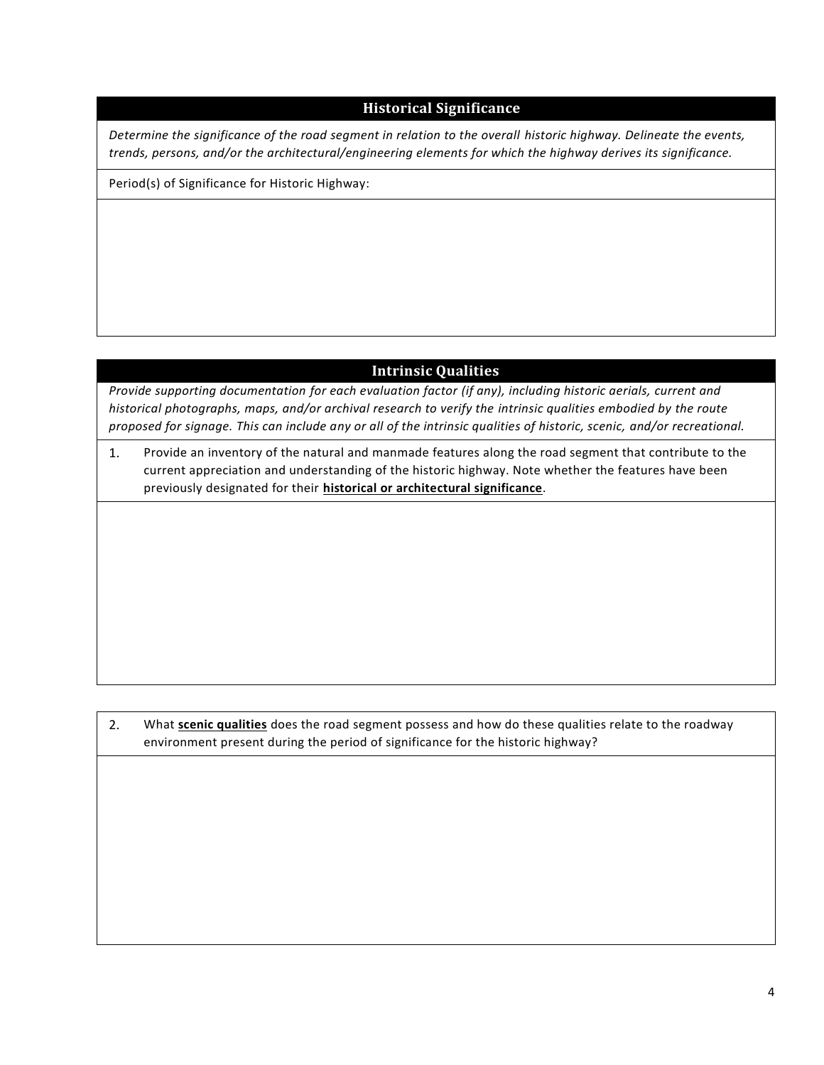## Historical Significance

*Determine the significance of the road segment in relation to the overall historic highway. Delineate the events, trends, persons, and/or the architectural/engineering elements for which the highway derives its significance.*

Period(s) of Significance for Historic Highway:

## Intrinsic Qualities

*Provide supporting documentation for each evaluation factor (if any), including historic aerials, current and historical photographs, maps, and/or archival research to verify the intrinsic qualities embodied by the route proposed for signage. This can include any or all of the intrinsic qualities of historic, scenic, and/or recreational.*

1. Provide an inventory of the natural and manmade features along the road segment that contribute to the current appreciation and understanding of the historic highway. Note whether the features have been previously designated for their **historical or architectural significance**.

2. What **scenic qualities** does the road segment possess and how do these qualities relate to the roadway environment present during the period of significance for the historic highway?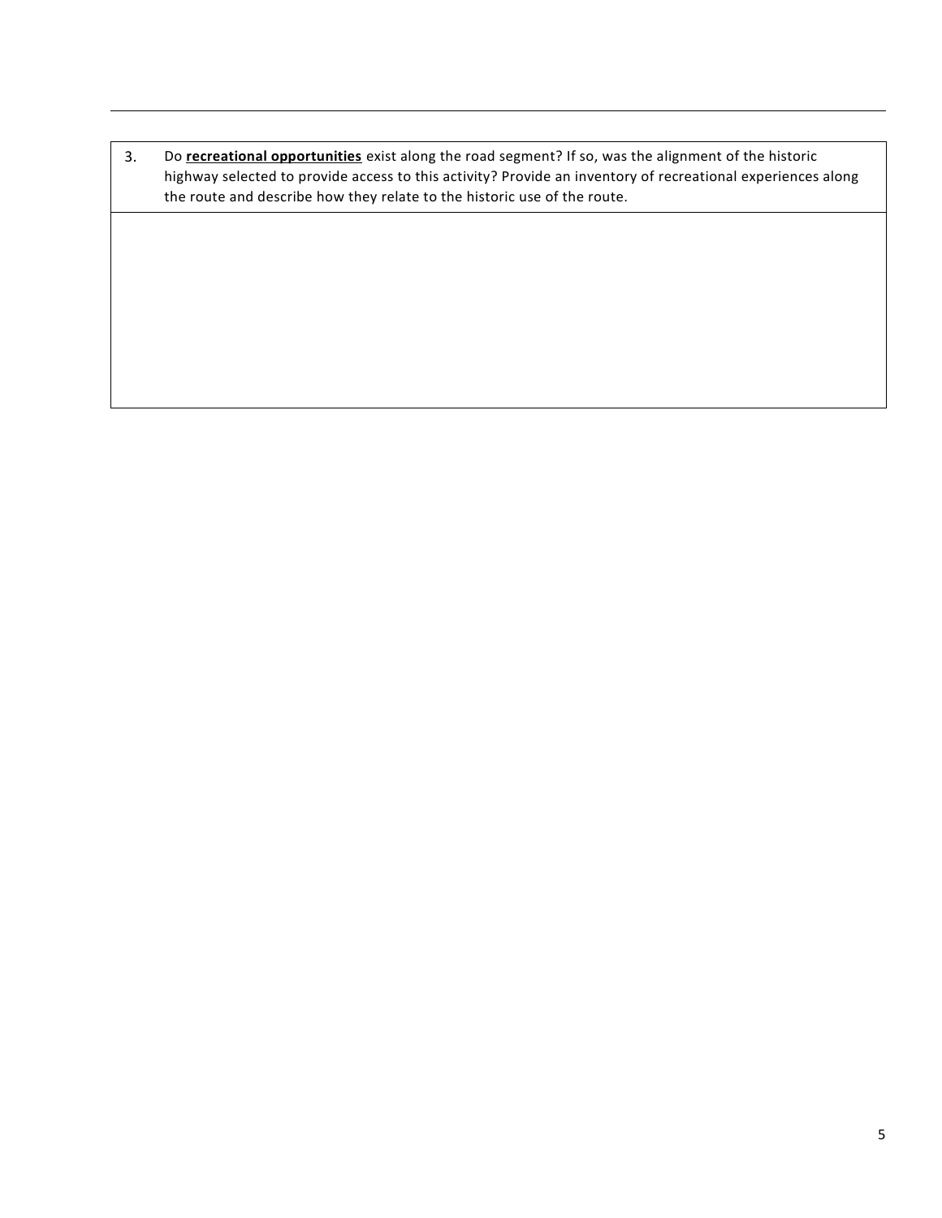| 3. | Do <u>**recreational opportunities**</u> exist along the road segment? If so, was the alignment of the historic highway selected to provide access to this activity? Provide an inventory of recreational experiences along the route and describe how they relate to the historic use of the route. |
|---|---|
| | |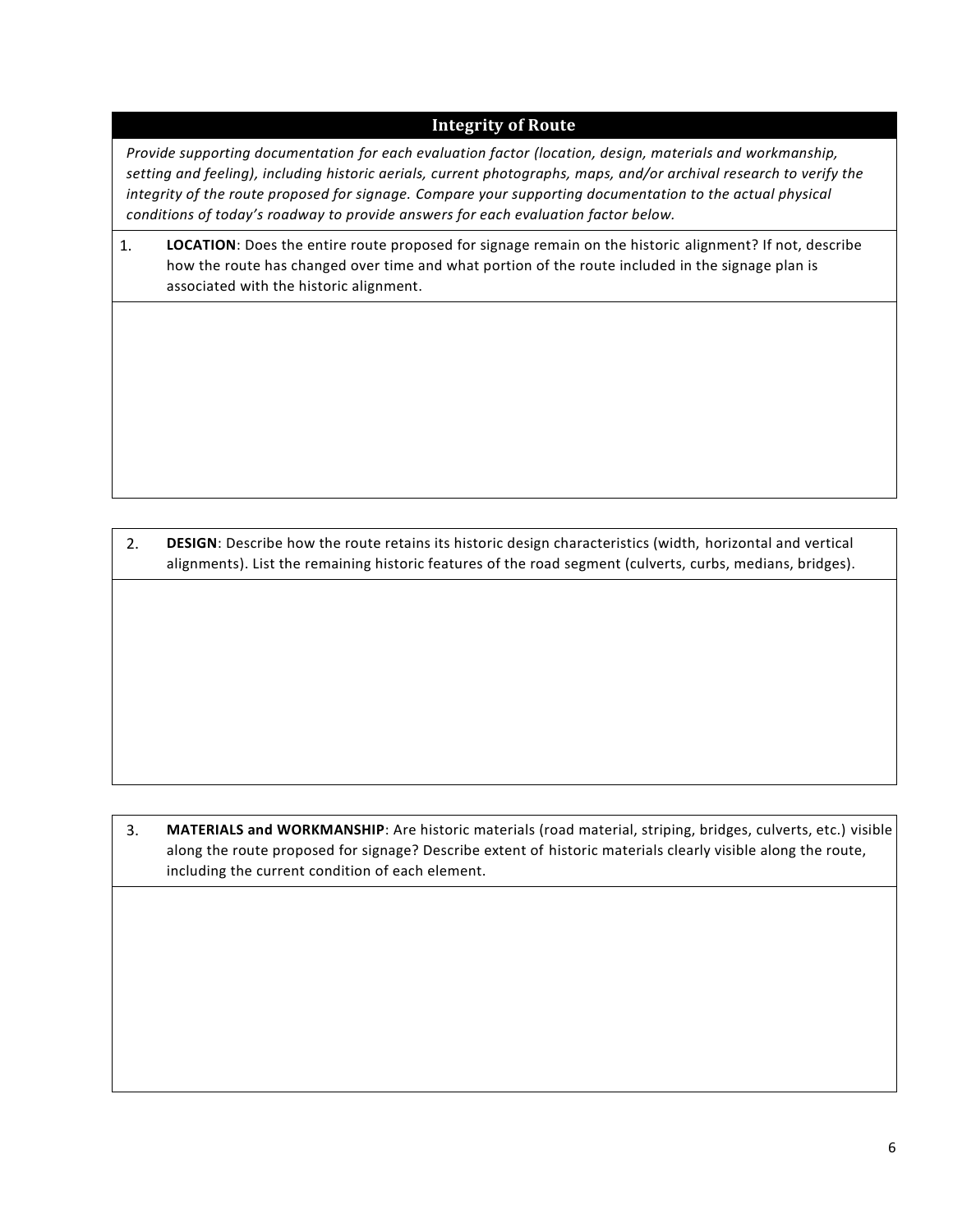## Integrity of Route

*Provide supporting documentation for each evaluation factor (location, design, materials and workmanship, setting and feeling), including historic aerials, current photographs, maps, and/or archival research to verify the integrity of the route proposed for signage. Compare your supporting documentation to the actual physical conditions of today's roadway to provide answers for each evaluation factor below.*

1. **LOCATION**: Does the entire route proposed for signage remain on the historic alignment? If not, describe how the route has changed over time and what portion of the route included in the signage plan is associated with the historic alignment.

2. **DESIGN**: Describe how the route retains its historic design characteristics (width, horizontal and vertical alignments). List the remaining historic features of the road segment (culverts, curbs, medians, bridges).

3. **MATERIALS and WORKMANSHIP**: Are historic materials (road material, striping, bridges, culverts, etc.) visible along the route proposed for signage? Describe extent of historic materials clearly visible along the route, including the current condition of each element.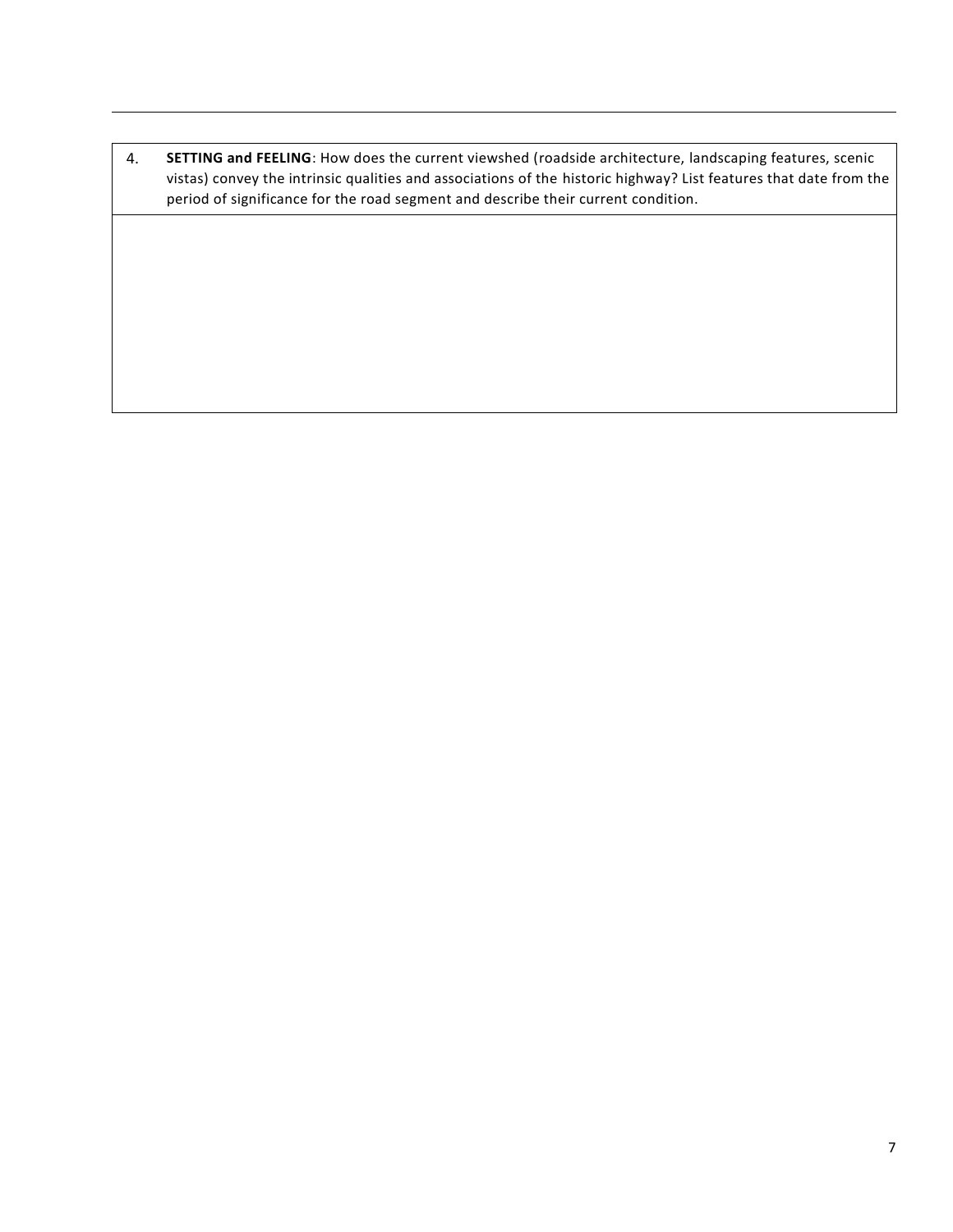| 4. | **SETTING and FEELING**: How does the current viewshed (roadside architecture, landscaping features, scenic vistas) convey the intrinsic qualities and associations of the historic highway? List features that date from the period of significance for the road segment and describe their current condition. |
|---|---|
| | |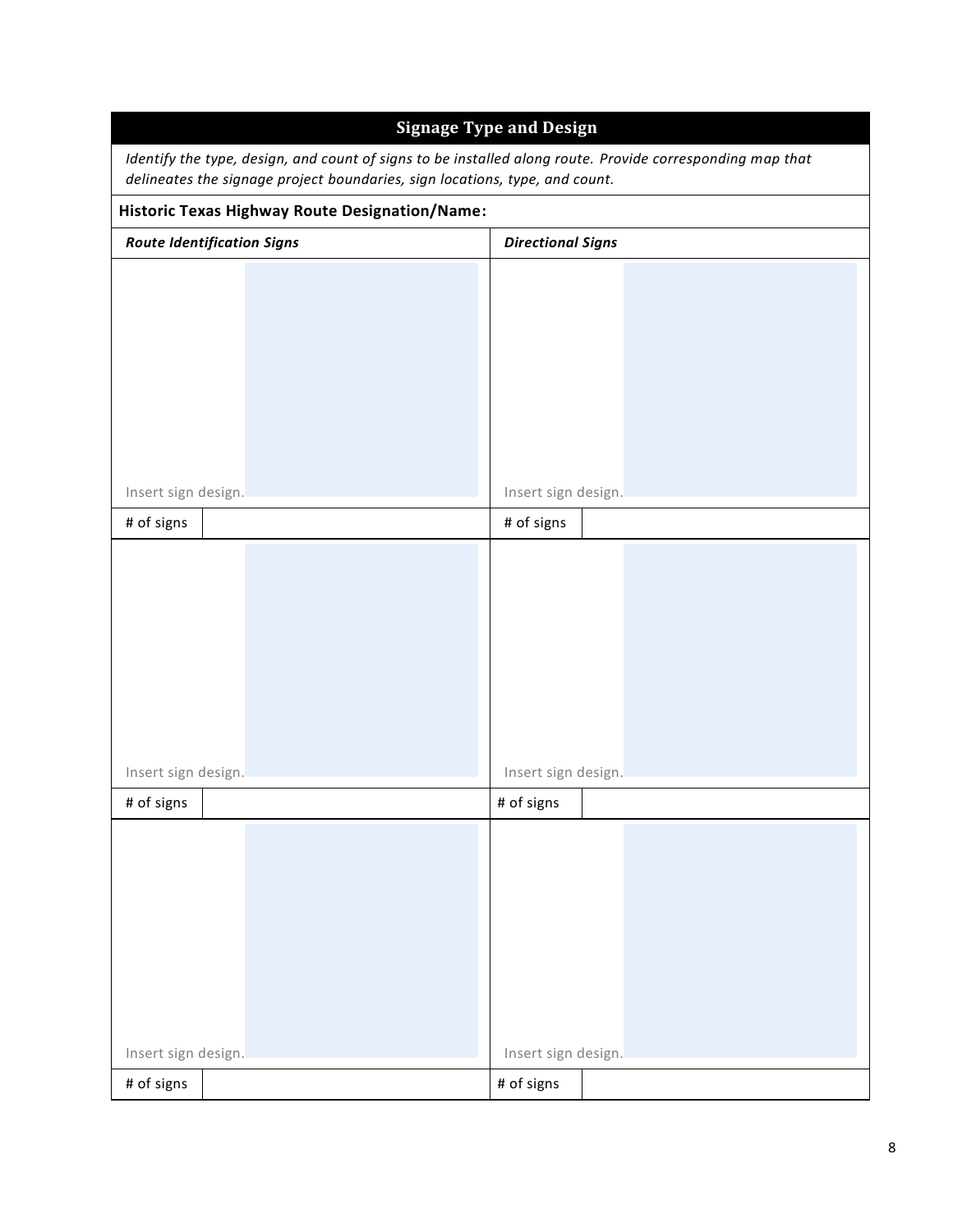## Signage Type and Design

*Identify the type, design, and count of signs to be installed along route. Provide corresponding map that delineates the signage project boundaries, sign locations, type, and count.*

**Historic Texas Highway Route Designation/Name:**

| ***Route Identification Signs*** | | ***Directional Signs*** | |
|---|---|---|---|
| Insert sign design. | | Insert sign design. | |
| # of signs | | # of signs | |
| Insert sign design. | | Insert sign design. | |
| # of signs | | # of signs | |
| Insert sign design. | | Insert sign design. | |
| # of signs | | # of signs | |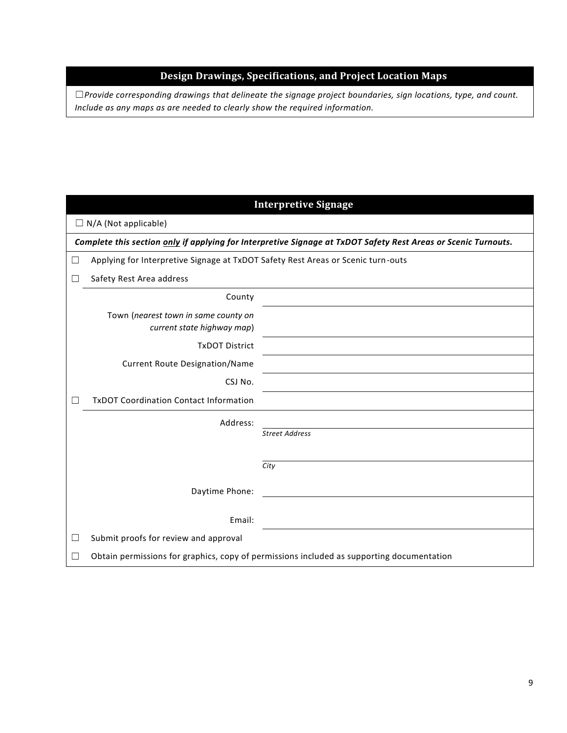## Design Drawings, Specifications, and Project Location Maps

☐*Provide corresponding drawings that delineate the signage project boundaries, sign locations, type, and count. Include as any maps as are needed to clearly show the required information.*

## Interpretive Signage

☐ N/A (Not applicable)

***Complete this section only if applying for Interpretive Signage at TxDOT Safety Rest Areas or Scenic Turnouts.***

☐ Applying for Interpretive Signage at TxDOT Safety Rest Areas or Scenic turn-outs

☐ Safety Rest Area address

| | |
|---|---|
| County | |
| Town (*nearest town in same county on current state highway map*) | |
| TxDOT District | |
| Current Route Designation/Name | |
| CSJ No. | |

☐ TxDOT Coordination Contact Information

| | |
|---|---|
| Address: | *Street Address* |
| | *City* |
| Daytime Phone: | |
| Email: | |

☐ Submit proofs for review and approval

☐ Obtain permissions for graphics, copy of permissions included as supporting documentation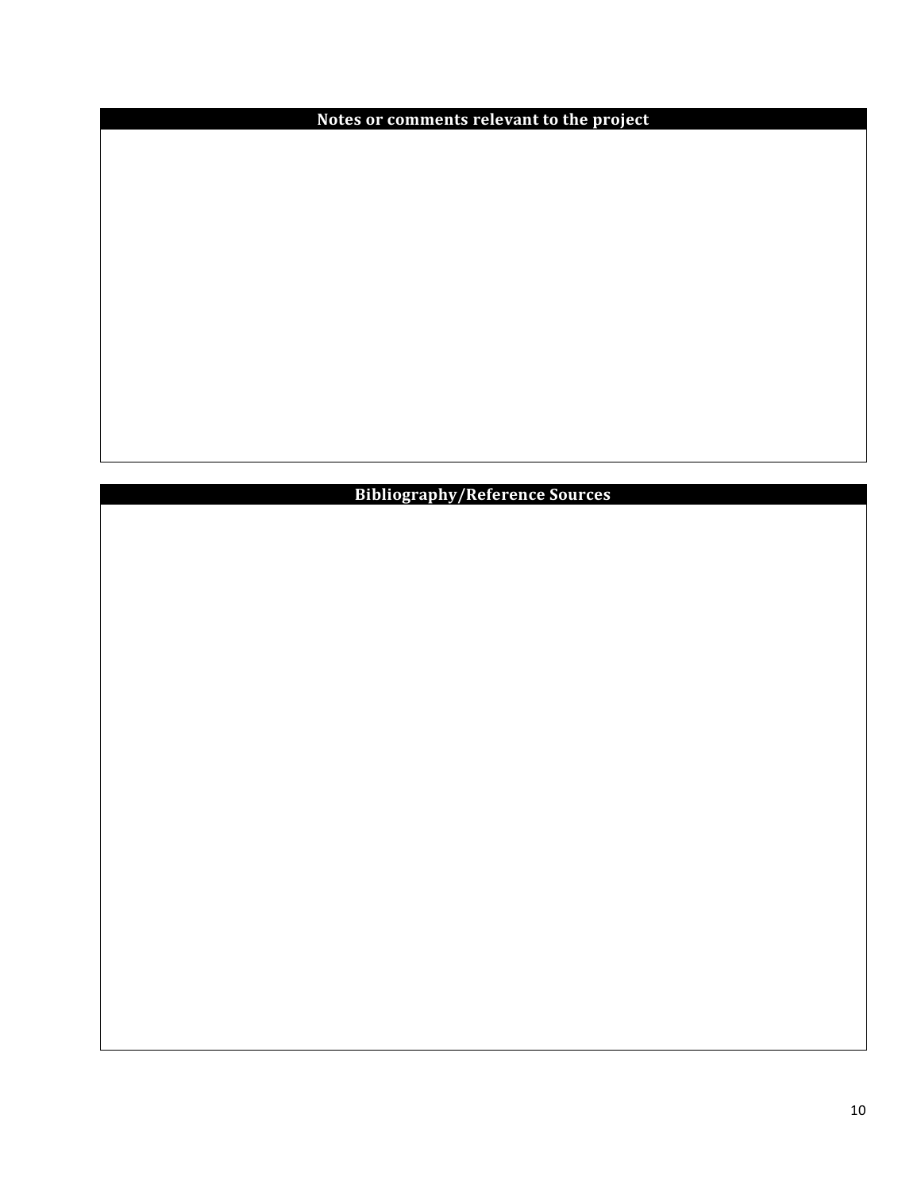## Notes or comments relevant to the project

## Bibliography/Reference Sources